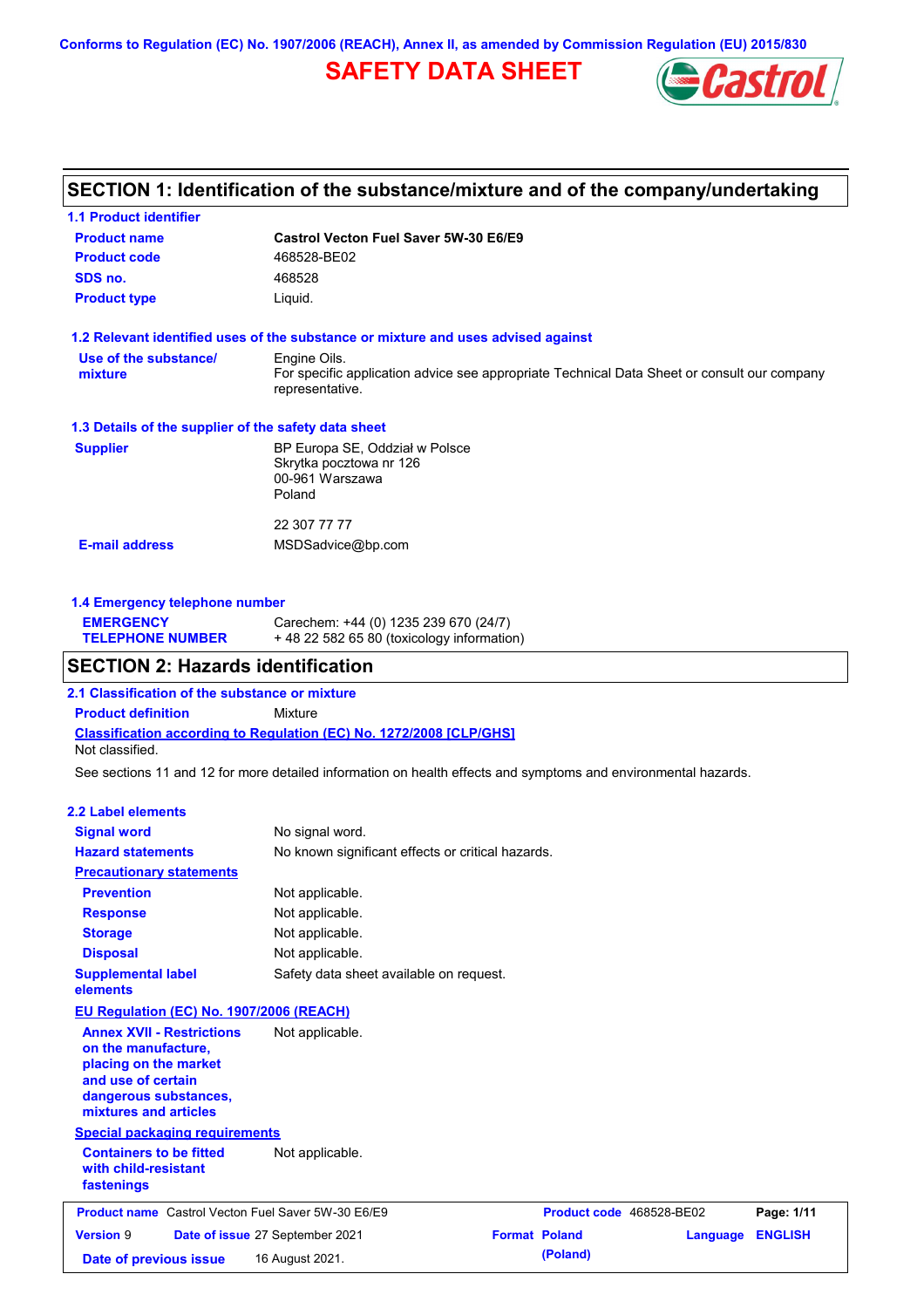Conforms to Regulation (EC) No. 1907/2006 (REACH), Annex II, as amended by Commission Regulation (EU) 2015/830

# SAFETY DATA SHEET

## SECTION 1: Identification of the substance/mixture and of the company/undertaking

### 1.1 Product identifier

| | |
|---|---|
| **Product name** | **Castrol Vecton Fuel Saver 5W-30 E6/E9** |
| **Product code** | 468528-BE02 |
| **SDS no.** | 468528 |
| **Product type** | Liquid. |

### 1.2 Relevant identified uses of the substance or mixture and uses advised against

**Use of the substance/ mixture**: Engine Oils.
For specific application advice see appropriate Technical Data Sheet or consult our company representative.

### 1.3 Details of the supplier of the safety data sheet

**Supplier**: BP Europa SE, Oddział w Polsce
Skrytka pocztowa nr 126
00-961 Warszawa
Poland

22 307 77 77

**E-mail address**: MSDSadvice@bp.com

### 1.4 Emergency telephone number

**EMERGENCY TELEPHONE NUMBER**: Carechem: +44 (0) 1235 239 670 (24/7)
+ 48 22 582 65 80 (toxicology information)

## SECTION 2: Hazards identification

### 2.1 Classification of the substance or mixture

**Product definition**: Mixture

**Classification according to Regulation (EC) No. 1272/2008 [CLP/GHS]**
Not classified.

See sections 11 and 12 for more detailed information on health effects and symptoms and environmental hazards.

### 2.2 Label elements

| | |
|---|---|
| **Signal word** | No signal word. |
| **Hazard statements** | No known significant effects or critical hazards. |

**Precautionary statements**

| | |
|---|---|
| **Prevention** | Not applicable. |
| **Response** | Not applicable. |
| **Storage** | Not applicable. |
| **Disposal** | Not applicable. |
| **Supplemental label elements** | Safety data sheet available on request. |

**EU Regulation (EC) No. 1907/2006 (REACH)**

**Annex XVII - Restrictions on the manufacture, placing on the market and use of certain dangerous substances, mixtures and articles**: Not applicable.

**Special packaging requirements**

**Containers to be fitted with child-resistant fastenings**: Not applicable.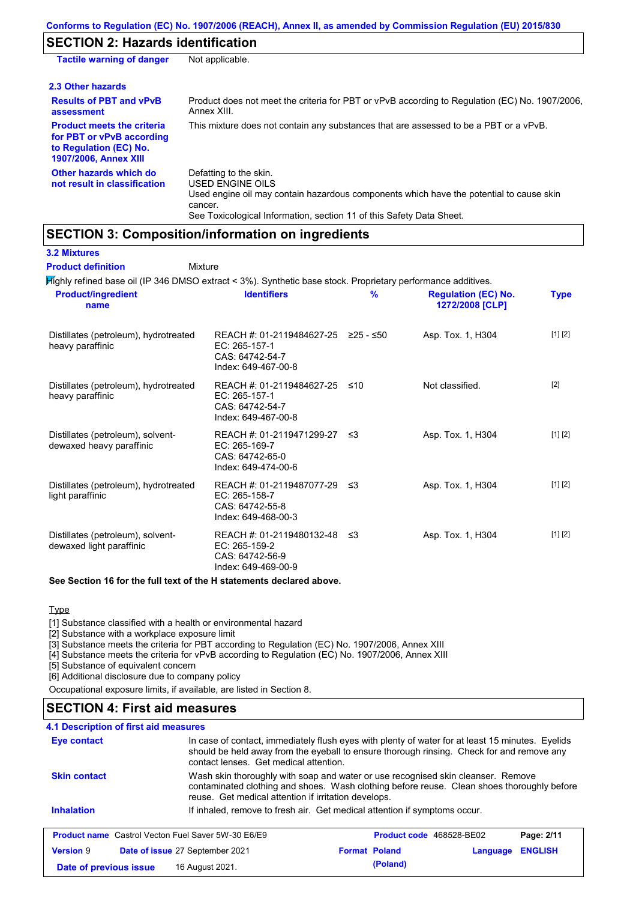Conforms to Regulation (EC) No. 1907/2006 (REACH), Annex II, as amended by Commission Regulation (EU) 2015/830

## SECTION 2: Hazards identification

| | |
|---|---|
| **Tactile warning of danger** | Not applicable. |

### 2.3 Other hazards

| | |
|---|---|
| **Results of PBT and vPvB assessment** | Product does not meet the criteria for PBT or vPvB according to Regulation (EC) No. 1907/2006, Annex XIII. |
| **Product meets the criteria for PBT or vPvB according to Regulation (EC) No. 1907/2006, Annex XIII** | This mixture does not contain any substances that are assessed to be a PBT or a vPvB. |
| **Other hazards which do not result in classification** | Defatting to the skin.<br>USED ENGINE OILS<br>Used engine oil may contain hazardous components which have the potential to cause skin cancer.<br>See Toxicological Information, section 11 of this Safety Data Sheet. |

## SECTION 3: Composition/information on ingredients

### 3.2 Mixtures

**Product definition** Mixture

Highly refined base oil (IP 346 DMSO extract < 3%). Synthetic base stock. Proprietary performance additives.

| Product/ingredient name | Identifiers | % | Regulation (EC) No. 1272/2008 [CLP] | Type |
|---|---|---|---|---|
| Distillates (petroleum), hydrotreated heavy paraffinic | REACH #: 01-2119484627-25<br>EC: 265-157-1<br>CAS: 64742-54-7<br>Index: 649-467-00-8 | ≥25 - ≤50 | Asp. Tox. 1, H304 | [1] [2] |
| Distillates (petroleum), hydrotreated heavy paraffinic | REACH #: 01-2119484627-25<br>EC: 265-157-1<br>CAS: 64742-54-7<br>Index: 649-467-00-8 | ≤10 | Not classified. | [2] |
| Distillates (petroleum), solvent-dewaxed heavy paraffinic | REACH #: 01-2119471299-27<br>EC: 265-169-7<br>CAS: 64742-65-0<br>Index: 649-474-00-6 | ≤3 | Asp. Tox. 1, H304 | [1] [2] |
| Distillates (petroleum), hydrotreated light paraffinic | REACH #: 01-2119487077-29<br>EC: 265-158-7<br>CAS: 64742-55-8<br>Index: 649-468-00-3 | ≤3 | Asp. Tox. 1, H304 | [1] [2] |
| Distillates (petroleum), solvent-dewaxed light paraffinic | REACH #: 01-2119480132-48<br>EC: 265-159-2<br>CAS: 64742-56-9<br>Index: 649-469-00-9 | ≤3 | Asp. Tox. 1, H304 | [1] [2] |

**See Section 16 for the full text of the H statements declared above.**

Type

[1] Substance classified with a health or environmental hazard
[2] Substance with a workplace exposure limit
[3] Substance meets the criteria for PBT according to Regulation (EC) No. 1907/2006, Annex XIII
[4] Substance meets the criteria for vPvB according to Regulation (EC) No. 1907/2006, Annex XIII
[5] Substance of equivalent concern
[6] Additional disclosure due to company policy

Occupational exposure limits, if available, are listed in Section 8.

## SECTION 4: First aid measures

### 4.1 Description of first aid measures

| | |
|---|---|
| **Eye contact** | In case of contact, immediately flush eyes with plenty of water for at least 15 minutes. Eyelids should be held away from the eyeball to ensure thorough rinsing. Check for and remove any contact lenses. Get medical attention. |
| **Skin contact** | Wash skin thoroughly with soap and water or use recognised skin cleanser. Remove contaminated clothing and shoes. Wash clothing before reuse. Clean shoes thoroughly before reuse. Get medical attention if irritation develops. |
| **Inhalation** | If inhaled, remove to fresh air. Get medical attention if symptoms occur. |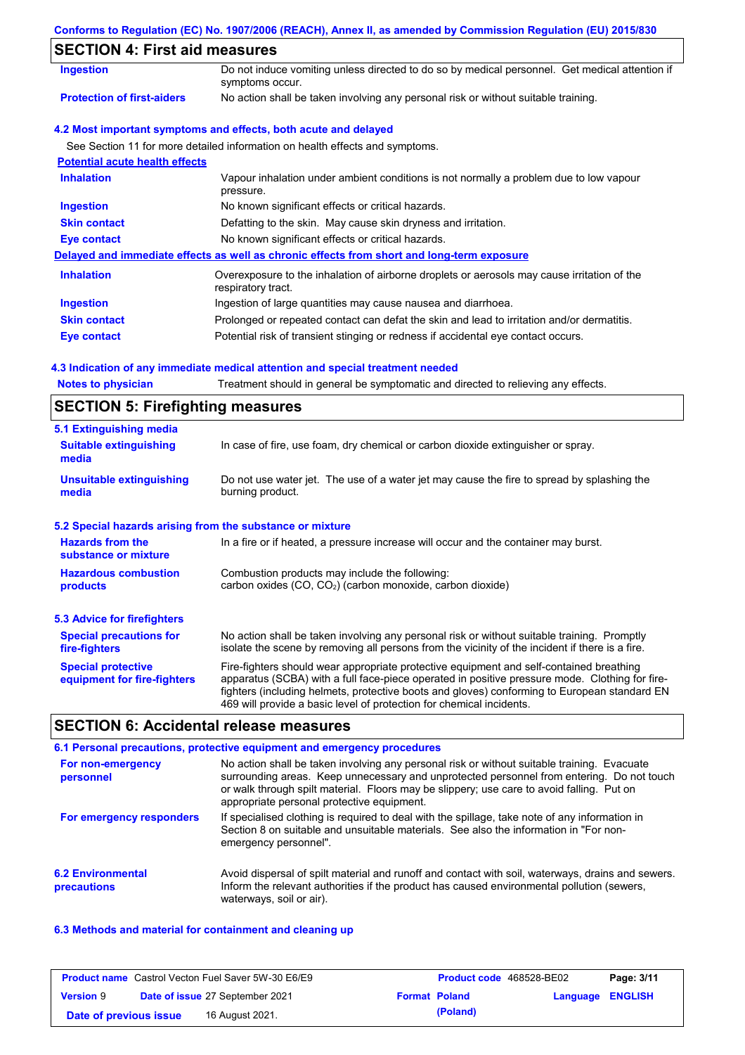## SECTION 4: First aid measures

| | |
|---|---|
| **Ingestion** | Do not induce vomiting unless directed to do so by medical personnel. Get medical attention if symptoms occur. |
| **Protection of first-aiders** | No action shall be taken involving any personal risk or without suitable training. |

### 4.2 Most important symptoms and effects, both acute and delayed

See Section 11 for more detailed information on health effects and symptoms.

**Potential acute health effects**

| | |
|---|---|
| **Inhalation** | Vapour inhalation under ambient conditions is not normally a problem due to low vapour pressure. |
| **Ingestion** | No known significant effects or critical hazards. |
| **Skin contact** | Defatting to the skin. May cause skin dryness and irritation. |
| **Eye contact** | No known significant effects or critical hazards. |

**Delayed and immediate effects as well as chronic effects from short and long-term exposure**

| | |
|---|---|
| **Inhalation** | Overexposure to the inhalation of airborne droplets or aerosols may cause irritation of the respiratory tract. |
| **Ingestion** | Ingestion of large quantities may cause nausea and diarrhoea. |
| **Skin contact** | Prolonged or repeated contact can defat the skin and lead to irritation and/or dermatitis. |
| **Eye contact** | Potential risk of transient stinging or redness if accidental eye contact occurs. |

### 4.3 Indication of any immediate medical attention and special treatment needed

| | |
|---|---|
| **Notes to physician** | Treatment should in general be symptomatic and directed to relieving any effects. |

## SECTION 5: Firefighting measures

### 5.1 Extinguishing media

| | |
|---|---|
| **Suitable extinguishing media** | In case of fire, use foam, dry chemical or carbon dioxide extinguisher or spray. |
| **Unsuitable extinguishing media** | Do not use water jet. The use of a water jet may cause the fire to spread by splashing the burning product. |

### 5.2 Special hazards arising from the substance or mixture

| | |
|---|---|
| **Hazards from the substance or mixture** | In a fire or if heated, a pressure increase will occur and the container may burst. |
| **Hazardous combustion products** | Combustion products may include the following: carbon oxides (CO, $CO_2$) (carbon monoxide, carbon dioxide) |

### 5.3 Advice for firefighters

| | |
|---|---|
| **Special precautions for fire-fighters** | No action shall be taken involving any personal risk or without suitable training. Promptly isolate the scene by removing all persons from the vicinity of the incident if there is a fire. |
| **Special protective equipment for fire-fighters** | Fire-fighters should wear appropriate protective equipment and self-contained breathing apparatus (SCBA) with a full face-piece operated in positive pressure mode. Clothing for fire-fighters (including helmets, protective boots and gloves) conforming to European standard EN 469 will provide a basic level of protection for chemical incidents. |

## SECTION 6: Accidental release measures

### 6.1 Personal precautions, protective equipment and emergency procedures

| | |
|---|---|
| **For non-emergency personnel** | No action shall be taken involving any personal risk or without suitable training. Evacuate surrounding areas. Keep unnecessary and unprotected personnel from entering. Do not touch or walk through spilt material. Floors may be slippery; use care to avoid falling. Put on appropriate personal protective equipment. |
| **For emergency responders** | If specialised clothing is required to deal with the spillage, take note of any information in Section 8 on suitable and unsuitable materials. See also the information in "For non-emergency personnel". |

| | |
|---|---|
| **6.2 Environmental precautions** | Avoid dispersal of spilt material and runoff and contact with soil, waterways, drains and sewers. Inform the relevant authorities if the product has caused environmental pollution (sewers, waterways, soil or air). |

### 6.3 Methods and material for containment and cleaning up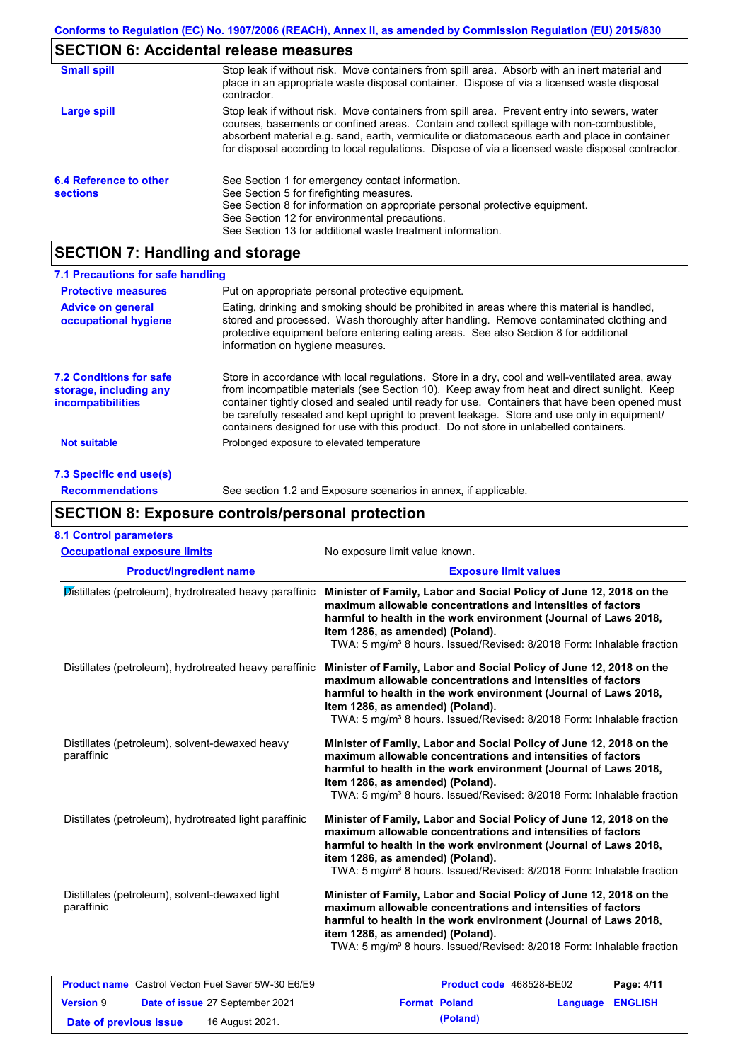Conforms to Regulation (EC) No. 1907/2006 (REACH), Annex II, as amended by Commission Regulation (EU) 2015/830

## SECTION 6: Accidental release measures

**Small spill**
Stop leak if without risk. Move containers from spill area. Absorb with an inert material and place in an appropriate waste disposal container. Dispose of via a licensed waste disposal contractor.

**Large spill**
Stop leak if without risk. Move containers from spill area. Prevent entry into sewers, water courses, basements or confined areas. Contain and collect spillage with non-combustible, absorbent material e.g. sand, earth, vermiculite or diatomaceous earth and place in container for disposal according to local regulations. Dispose of via a licensed waste disposal contractor.

**6.4 Reference to other sections**
See Section 1 for emergency contact information.
See Section 5 for firefighting measures.
See Section 8 for information on appropriate personal protective equipment.
See Section 12 for environmental precautions.
See Section 13 for additional waste treatment information.

## SECTION 7: Handling and storage

### 7.1 Precautions for safe handling

**Protective measures**
Put on appropriate personal protective equipment.

**Advice on general occupational hygiene**
Eating, drinking and smoking should be prohibited in areas where this material is handled, stored and processed. Wash thoroughly after handling. Remove contaminated clothing and protective equipment before entering eating areas. See also Section 8 for additional information on hygiene measures.

**7.2 Conditions for safe storage, including any incompatibilities**
Store in accordance with local regulations. Store in a dry, cool and well-ventilated area, away from incompatible materials (see Section 10). Keep away from heat and direct sunlight. Keep container tightly closed and sealed until ready for use. Containers that have been opened must be carefully resealed and kept upright to prevent leakage. Store and use only in equipment/ containers designed for use with this product. Do not store in unlabelled containers.

**Not suitable**
Prolonged exposure to elevated temperature

### 7.3 Specific end use(s)

**Recommendations**
See section 1.2 and Exposure scenarios in annex, if applicable.

## SECTION 8: Exposure controls/personal protection

### 8.1 Control parameters

**Occupational exposure limits** No exposure limit value known.

| Product/ingredient name | Exposure limit values |
|---|---|
| Distillates (petroleum), hydrotreated heavy paraffinic | **Minister of Family, Labor and Social Policy of June 12, 2018 on the maximum allowable concentrations and intensities of factors harmful to health in the work environment (Journal of Laws 2018, item 1286, as amended) (Poland).** TWA: 5 mg/m³ 8 hours. Issued/Revised: 8/2018 Form: Inhalable fraction |
| Distillates (petroleum), hydrotreated heavy paraffinic | **Minister of Family, Labor and Social Policy of June 12, 2018 on the maximum allowable concentrations and intensities of factors harmful to health in the work environment (Journal of Laws 2018, item 1286, as amended) (Poland).** TWA: 5 mg/m³ 8 hours. Issued/Revised: 8/2018 Form: Inhalable fraction |
| Distillates (petroleum), solvent-dewaxed heavy paraffinic | **Minister of Family, Labor and Social Policy of June 12, 2018 on the maximum allowable concentrations and intensities of factors harmful to health in the work environment (Journal of Laws 2018, item 1286, as amended) (Poland).** TWA: 5 mg/m³ 8 hours. Issued/Revised: 8/2018 Form: Inhalable fraction |
| Distillates (petroleum), hydrotreated light paraffinic | **Minister of Family, Labor and Social Policy of June 12, 2018 on the maximum allowable concentrations and intensities of factors harmful to health in the work environment (Journal of Laws 2018, item 1286, as amended) (Poland).** TWA: 5 mg/m³ 8 hours. Issued/Revised: 8/2018 Form: Inhalable fraction |
| Distillates (petroleum), solvent-dewaxed light paraffinic | **Minister of Family, Labor and Social Policy of June 12, 2018 on the maximum allowable concentrations and intensities of factors harmful to health in the work environment (Journal of Laws 2018, item 1286, as amended) (Poland).** TWA: 5 mg/m³ 8 hours. Issued/Revised: 8/2018 Form: Inhalable fraction |

| | | | |
|---|---|---|---|
| **Product name** Castrol Vecton Fuel Saver 5W-30 E6/E9 | | **Product code** 468528-BE02 | |
| **Version** 9 | **Date of issue** 27 September 2021 | **Format** Poland (Poland) | **Language** ENGLISH |
| **Date of previous issue** | 16 August 2021. | | |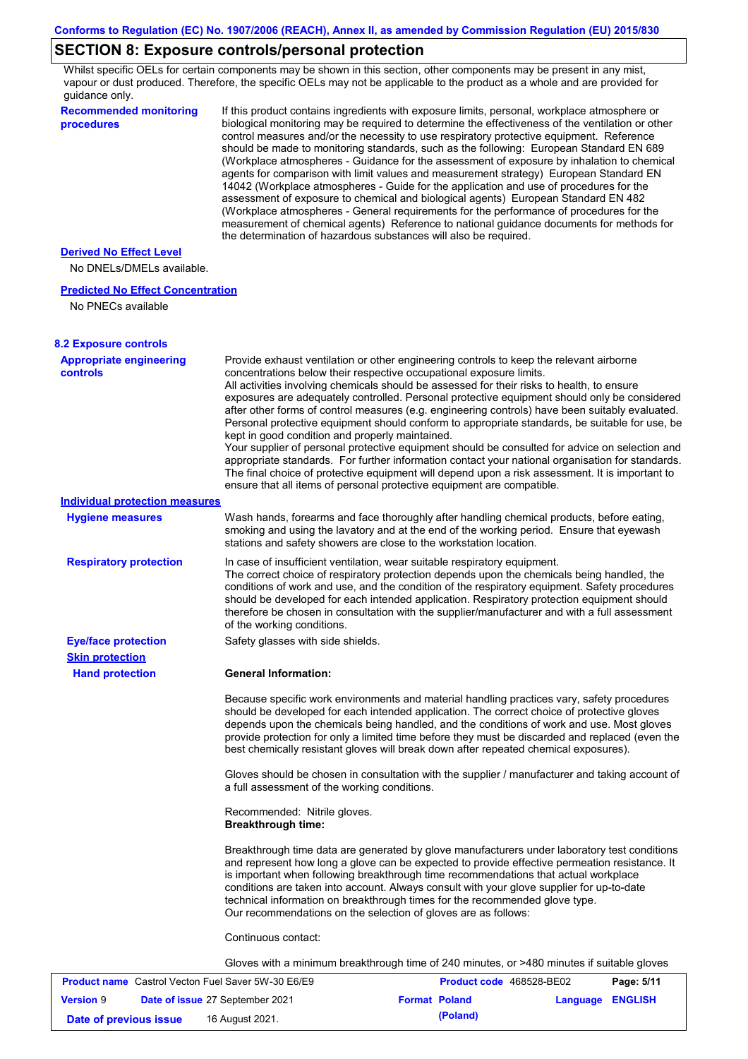## SECTION 8: Exposure controls/personal protection

Whilst specific OELs for certain components may be shown in this section, other components may be present in any mist, vapour or dust produced. Therefore, the specific OELs may not be applicable to the product as a whole and are provided for guidance only.

**Recommended monitoring procedures**

If this product contains ingredients with exposure limits, personal, workplace atmosphere or biological monitoring may be required to determine the effectiveness of the ventilation or other control measures and/or the necessity to use respiratory protective equipment. Reference should be made to monitoring standards, such as the following: European Standard EN 689 (Workplace atmospheres - Guidance for the assessment of exposure by inhalation to chemical agents for comparison with limit values and measurement strategy) European Standard EN 14042 (Workplace atmospheres - Guide for the application and use of procedures for the assessment of exposure to chemical and biological agents) European Standard EN 482 (Workplace atmospheres - General requirements for the performance of procedures for the measurement of chemical agents) Reference to national guidance documents for methods for the determination of hazardous substances will also be required.

**Derived No Effect Level**

No DNELs/DMELs available.

**Predicted No Effect Concentration**

No PNECs available

### 8.2 Exposure controls

**Appropriate engineering controls**

Provide exhaust ventilation or other engineering controls to keep the relevant airborne concentrations below their respective occupational exposure limits.
All activities involving chemicals should be assessed for their risks to health, to ensure exposures are adequately controlled. Personal protective equipment should only be considered after other forms of control measures (e.g. engineering controls) have been suitably evaluated. Personal protective equipment should conform to appropriate standards, be suitable for use, be kept in good condition and properly maintained.
Your supplier of personal protective equipment should be consulted for advice on selection and appropriate standards. For further information contact your national organisation for standards. The final choice of protective equipment will depend upon a risk assessment. It is important to ensure that all items of personal protective equipment are compatible.

**Individual protection measures**

**Hygiene measures**

Wash hands, forearms and face thoroughly after handling chemical products, before eating, smoking and using the lavatory and at the end of the working period. Ensure that eyewash stations and safety showers are close to the workstation location.

**Respiratory protection**

In case of insufficient ventilation, wear suitable respiratory equipment.
The correct choice of respiratory protection depends upon the chemicals being handled, the conditions of work and use, and the condition of the respiratory equipment. Safety procedures should be developed for each intended application. Respiratory protection equipment should therefore be chosen in consultation with the supplier/manufacturer and with a full assessment of the working conditions.

**Eye/face protection**

Safety glasses with side shields.

**Skin protection**

**Hand protection**

**General Information:**

Because specific work environments and material handling practices vary, safety procedures should be developed for each intended application. The correct choice of protective gloves depends upon the chemicals being handled, and the conditions of work and use. Most gloves provide protection for only a limited time before they must be discarded and replaced (even the best chemically resistant gloves will break down after repeated chemical exposures).

Gloves should be chosen in consultation with the supplier / manufacturer and taking account of a full assessment of the working conditions.

Recommended: Nitrile gloves.
**Breakthrough time:**

Breakthrough time data are generated by glove manufacturers under laboratory test conditions and represent how long a glove can be expected to provide effective permeation resistance. It is important when following breakthrough time recommendations that actual workplace conditions are taken into account. Always consult with your glove supplier for up-to-date technical information on breakthrough times for the recommended glove type.
Our recommendations on the selection of gloves are as follows:

Continuous contact:

Gloves with a minimum breakthrough time of 240 minutes, or >480 minutes if suitable gloves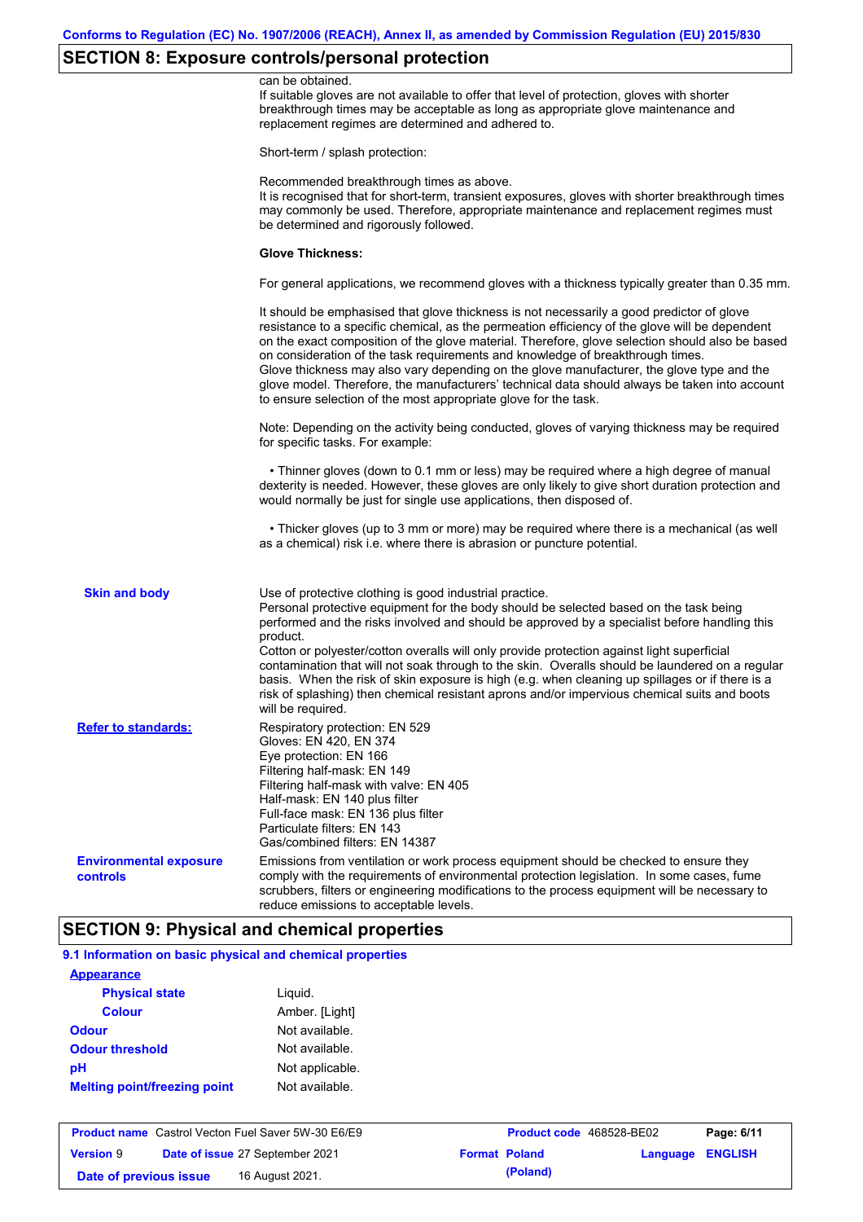## SECTION 8: Exposure controls/personal protection

can be obtained.
If suitable gloves are not available to offer that level of protection, gloves with shorter breakthrough times may be acceptable as long as appropriate glove maintenance and replacement regimes are determined and adhered to.

Short-term / splash protection:

Recommended breakthrough times as above.
It is recognised that for short-term, transient exposures, gloves with shorter breakthrough times may commonly be used. Therefore, appropriate maintenance and replacement regimes must be determined and rigorously followed.

**Glove Thickness:**

For general applications, we recommend gloves with a thickness typically greater than 0.35 mm.

It should be emphasised that glove thickness is not necessarily a good predictor of glove resistance to a specific chemical, as the permeation efficiency of the glove will be dependent on the exact composition of the glove material. Therefore, glove selection should also be based on consideration of the task requirements and knowledge of breakthrough times.
Glove thickness may also vary depending on the glove manufacturer, the glove type and the glove model. Therefore, the manufacturers' technical data should always be taken into account to ensure selection of the most appropriate glove for the task.

Note: Depending on the activity being conducted, gloves of varying thickness may be required for specific tasks. For example:

- Thinner gloves (down to 0.1 mm or less) may be required where a high degree of manual dexterity is needed. However, these gloves are only likely to give short duration protection and would normally be just for single use applications, then disposed of.

- Thicker gloves (up to 3 mm or more) may be required where there is a mechanical (as well as a chemical) risk i.e. where there is abrasion or puncture potential.

**Skin and body**

Use of protective clothing is good industrial practice.
Personal protective equipment for the body should be selected based on the task being performed and the risks involved and should be approved by a specialist before handling this product.
Cotton or polyester/cotton overalls will only provide protection against light superficial contamination that will not soak through to the skin. Overalls should be laundered on a regular basis. When the risk of skin exposure is high (e.g. when cleaning up spillages or if there is a risk of splashing) then chemical resistant aprons and/or impervious chemical suits and boots will be required.

**Refer to standards:**

Respiratory protection: EN 529
Gloves: EN 420, EN 374
Eye protection: EN 166
Filtering half-mask: EN 149
Filtering half-mask with valve: EN 405
Half-mask: EN 140 plus filter
Full-face mask: EN 136 plus filter
Particulate filters: EN 143
Gas/combined filters: EN 14387

**Environmental exposure controls**

Emissions from ventilation or work process equipment should be checked to ensure they comply with the requirements of environmental protection legislation. In some cases, fume scrubbers, filters or engineering modifications to the process equipment will be necessary to reduce emissions to acceptable levels.

## SECTION 9: Physical and chemical properties

### 9.1 Information on basic physical and chemical properties

**Appearance**

| | |
|---|---|
| **Physical state** | Liquid. |
| **Colour** | Amber. [Light] |
| **Odour** | Not available. |
| **Odour threshold** | Not available. |
| **pH** | Not applicable. |
| **Melting point/freezing point** | Not available. |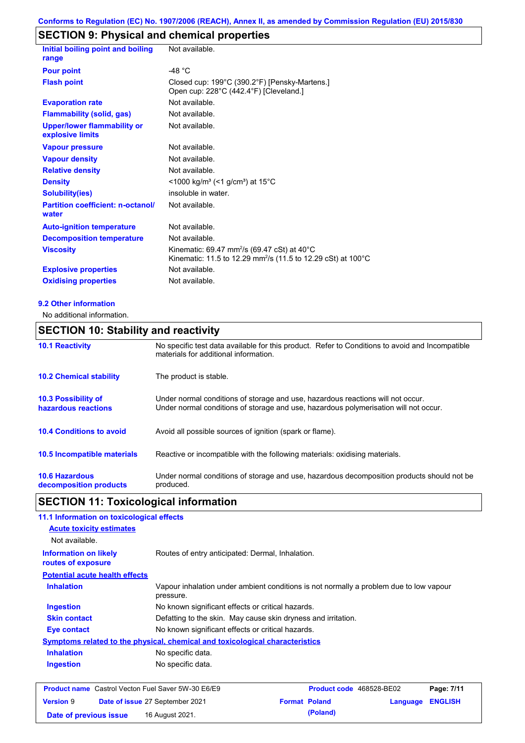## SECTION 9: Physical and chemical properties

| | |
|---|---|
| **Initial boiling point and boiling range** | Not available. |
| **Pour point** | -48 °C |
| **Flash point** | Closed cup: 199°C (390.2°F) [Pensky-Martens.]<br>Open cup: 228°C (442.4°F) [Cleveland.] |
| **Evaporation rate** | Not available. |
| **Flammability (solid, gas)** | Not available. |
| **Upper/lower flammability or explosive limits** | Not available. |
| **Vapour pressure** | Not available. |
| **Vapour density** | Not available. |
| **Relative density** | Not available. |
| **Density** | <1000 kg/m³ (<1 g/cm³) at 15°C |
| **Solubility(ies)** | insoluble in water. |
| **Partition coefficient: n-octanol/ water** | Not available. |
| **Auto-ignition temperature** | Not available. |
| **Decomposition temperature** | Not available. |
| **Viscosity** | Kinematic: 69.47 mm²/s (69.47 cSt) at 40°C<br>Kinematic: 11.5 to 12.29 mm²/s (11.5 to 12.29 cSt) at 100°C |
| **Explosive properties** | Not available. |
| **Oxidising properties** | Not available. |

### 9.2 Other information

No additional information.

## SECTION 10: Stability and reactivity

| | |
|---|---|
| **10.1 Reactivity** | No specific test data available for this product. Refer to Conditions to avoid and Incompatible materials for additional information. |
| **10.2 Chemical stability** | The product is stable. |
| **10.3 Possibility of hazardous reactions** | Under normal conditions of storage and use, hazardous reactions will not occur.<br>Under normal conditions of storage and use, hazardous polymerisation will not occur. |
| **10.4 Conditions to avoid** | Avoid all possible sources of ignition (spark or flame). |
| **10.5 Incompatible materials** | Reactive or incompatible with the following materials: oxidising materials. |
| **10.6 Hazardous decomposition products** | Under normal conditions of storage and use, hazardous decomposition products should not be produced. |

## SECTION 11: Toxicological information

### 11.1 Information on toxicological effects

**Acute toxicity estimates**

Not available.

| | |
|---|---|
| **Information on likely routes of exposure** | Routes of entry anticipated: Dermal, Inhalation. |

**Potential acute health effects**

| | |
|---|---|
| **Inhalation** | Vapour inhalation under ambient conditions is not normally a problem due to low vapour pressure. |
| **Ingestion** | No known significant effects or critical hazards. |
| **Skin contact** | Defatting to the skin. May cause skin dryness and irritation. |
| **Eye contact** | No known significant effects or critical hazards. |

**Symptoms related to the physical, chemical and toxicological characteristics**

| | |
|---|---|
| **Inhalation** | No specific data. |
| **Ingestion** | No specific data. |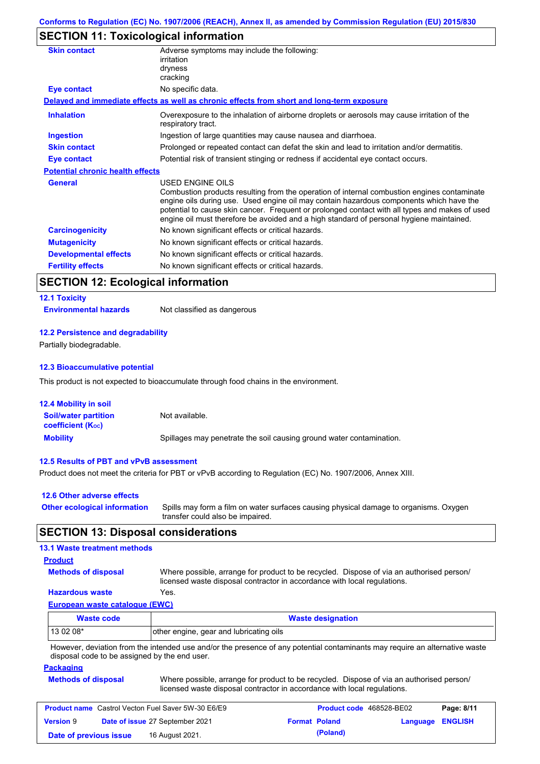Conforms to Regulation (EC) No. 1907/2006 (REACH), Annex II, as amended by Commission Regulation (EU) 2015/830

## SECTION 11: Toxicological information

**Skin contact** | Adverse symptoms may include the following:
irritation
dryness
cracking

**Eye contact** | No specific data.

**Delayed and immediate effects as well as chronic effects from short and long-term exposure**

**Inhalation** | Overexposure to the inhalation of airborne droplets or aerosols may cause irritation of the respiratory tract.

**Ingestion** | Ingestion of large quantities may cause nausea and diarrhoea.

**Skin contact** | Prolonged or repeated contact can defat the skin and lead to irritation and/or dermatitis.

**Eye contact** | Potential risk of transient stinging or redness if accidental eye contact occurs.

**Potential chronic health effects**

**General** | USED ENGINE OILS
Combustion products resulting from the operation of internal combustion engines contaminate engine oils during use. Used engine oil may contain hazardous components which have the potential to cause skin cancer. Frequent or prolonged contact with all types and makes of used engine oil must therefore be avoided and a high standard of personal hygiene maintained.

**Carcinogenicity** | No known significant effects or critical hazards.

**Mutagenicity** | No known significant effects or critical hazards.

**Developmental effects** | No known significant effects or critical hazards.

**Fertility effects** | No known significant effects or critical hazards.

## SECTION 12: Ecological information

### 12.1 Toxicity

**Environmental hazards** | Not classified as dangerous

### 12.2 Persistence and degradability

Partially biodegradable.

### 12.3 Bioaccumulative potential

This product is not expected to bioaccumulate through food chains in the environment.

### 12.4 Mobility in soil

**Soil/water partition coefficient ($K_{OC}$)** | Not available.

**Mobility** | Spillages may penetrate the soil causing ground water contamination.

### 12.5 Results of PBT and vPvB assessment

Product does not meet the criteria for PBT or vPvB according to Regulation (EC) No. 1907/2006, Annex XIII.

### 12.6 Other adverse effects

**Other ecological information** | Spills may form a film on water surfaces causing physical damage to organisms. Oxygen transfer could also be impaired.

## SECTION 13: Disposal considerations

### 13.1 Waste treatment methods

**Product**

**Methods of disposal** | Where possible, arrange for product to be recycled. Dispose of via an authorised person/ licensed waste disposal contractor in accordance with local regulations.

**Hazardous waste** | Yes.

**European waste catalogue (EWC)**

| Waste code | Waste designation |
|---|---|
| 13 02 08* | other engine, gear and lubricating oils |

However, deviation from the intended use and/or the presence of any potential contaminants may require an alternative waste disposal code to be assigned by the end user.

**Packaging**

**Methods of disposal** | Where possible, arrange for product to be recycled. Dispose of via an authorised person/ licensed waste disposal contractor in accordance with local regulations.

| Product name | Castrol Vecton Fuel Saver 5W-30 E6/E9 | Product code | 468528-BE02 | |
|---|---|---|---|---|
| Version 9 | Date of issue 27 September 2021 | Format Poland (Poland) | Language ENGLISH | |
| Date of previous issue | 16 August 2021. | | | |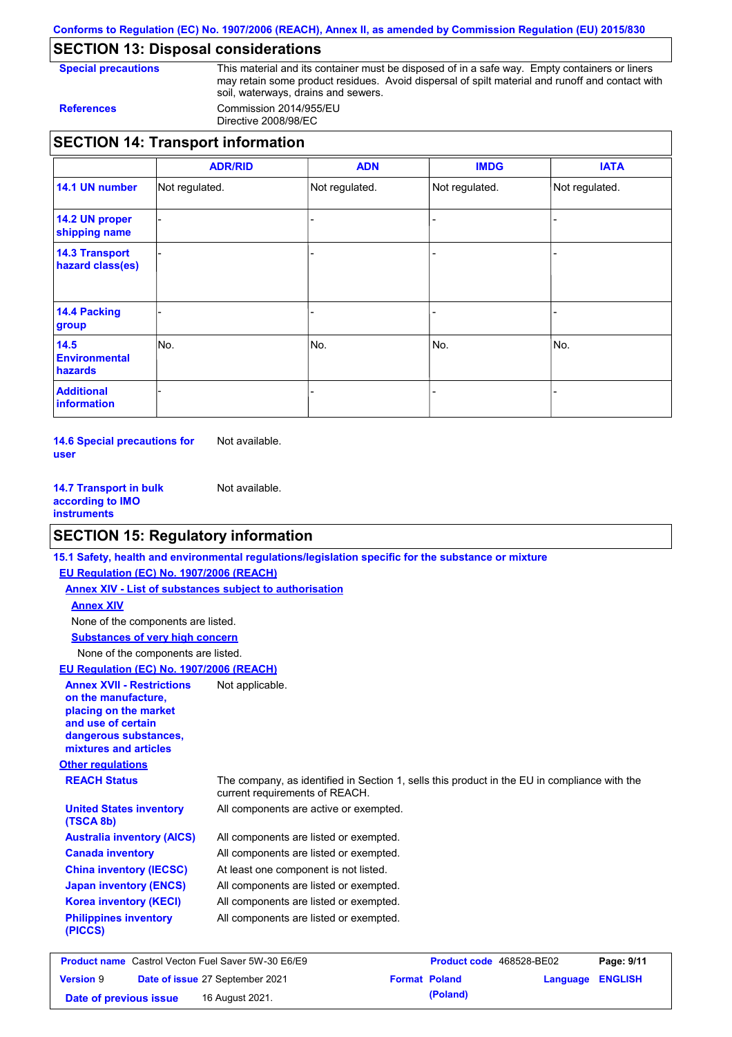## SECTION 13: Disposal considerations

| | |
|---|---|
| **Special precautions** | This material and its container must be disposed of in a safe way. Empty containers or liners may retain some product residues. Avoid dispersal of spilt material and runoff and contact with soil, waterways, drains and sewers. |
| **References** | Commission 2014/955/EU<br>Directive 2008/98/EC |

## SECTION 14: Transport information

| | ADR/RID | ADN | IMDG | IATA |
|---|---|---|---|---|
| **14.1 UN number** | Not regulated. | Not regulated. | Not regulated. | Not regulated. |
| **14.2 UN proper shipping name** | - | - | - | - |
| **14.3 Transport hazard class(es)** | - | - | - | - |
| **14.4 Packing group** | - | - | - | - |
| **14.5 Environmental hazards** | No. | No. | No. | No. |
| **Additional information** | - | - | - | - |

**14.6 Special precautions for user** Not available.

**14.7 Transport in bulk according to IMO instruments** Not available.

## SECTION 15: Regulatory information

**15.1 Safety, health and environmental regulations/legislation specific for the substance or mixture**

**EU Regulation (EC) No. 1907/2006 (REACH)**

**Annex XIV - List of substances subject to authorisation**

**Annex XIV**

None of the components are listed.

**Substances of very high concern**

None of the components are listed.

**EU Regulation (EC) No. 1907/2006 (REACH)**

**Annex XVII - Restrictions on the manufacture, placing on the market and use of certain dangerous substances, mixtures and articles** Not applicable.

**Other regulations**

| | |
|---|---|
| **REACH Status** | The company, as identified in Section 1, sells this product in the EU in compliance with the current requirements of REACH. |
| **United States inventory (TSCA 8b)** | All components are active or exempted. |
| **Australia inventory (AICS)** | All components are listed or exempted. |
| **Canada inventory** | All components are listed or exempted. |
| **China inventory (IECSC)** | At least one component is not listed. |
| **Japan inventory (ENCS)** | All components are listed or exempted. |
| **Korea inventory (KECI)** | All components are listed or exempted. |
| **Philippines inventory (PICCS)** | All components are listed or exempted. |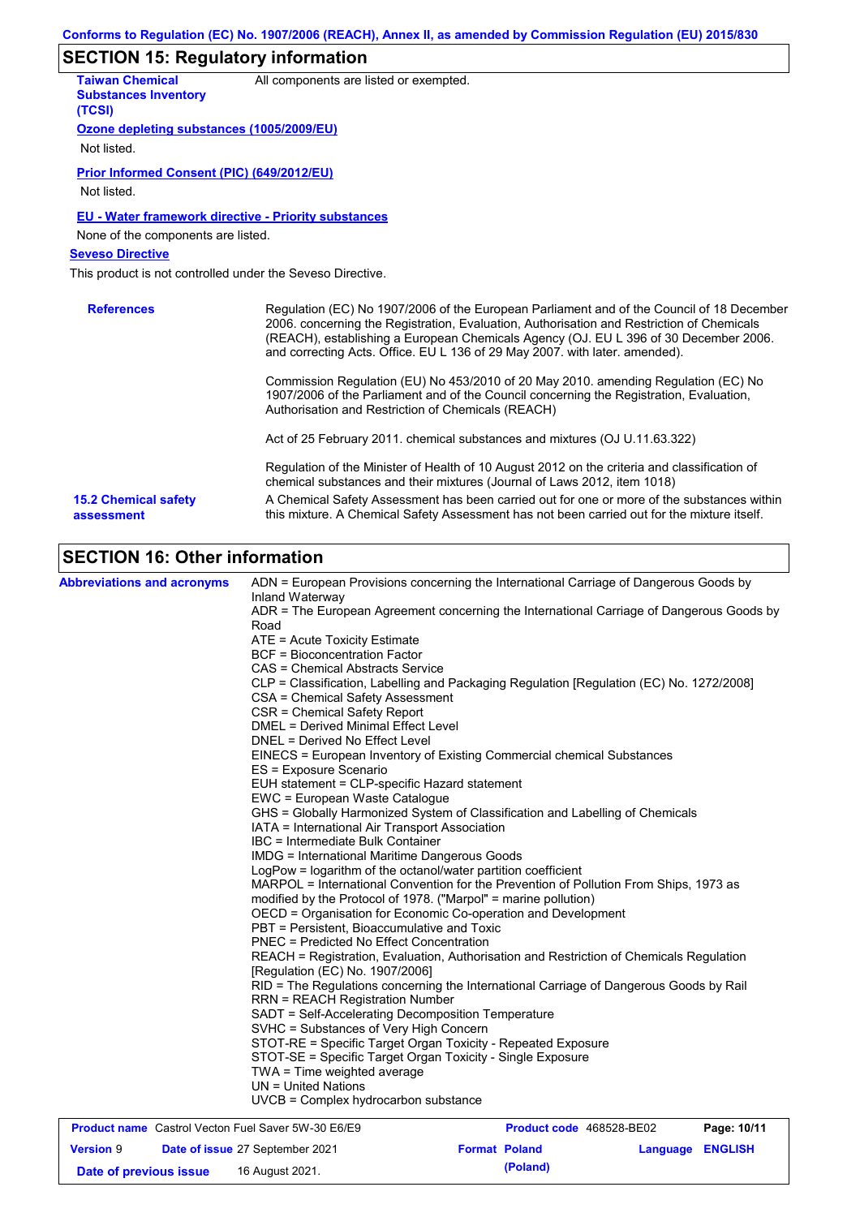## SECTION 15: Regulatory information

**Taiwan Chemical Substances Inventory (TCSI)**: All components are listed or exempted.

**Ozone depleting substances (1005/2009/EU)**

Not listed.

**Prior Informed Consent (PIC) (649/2012/EU)**

Not listed.

**EU - Water framework directive - Priority substances**

None of the components are listed.

**Seveso Directive**

This product is not controlled under the Seveso Directive.

**References**

Regulation (EC) No 1907/2006 of the European Parliament and of the Council of 18 December 2006. concerning the Registration, Evaluation, Authorisation and Restriction of Chemicals (REACH), establishing a European Chemicals Agency (OJ. EU L 396 of 30 December 2006. and correcting Acts. Office. EU L 136 of 29 May 2007. with later. amended).

Commission Regulation (EU) No 453/2010 of 20 May 2010. amending Regulation (EC) No 1907/2006 of the Parliament and of the Council concerning the Registration, Evaluation, Authorisation and Restriction of Chemicals (REACH)

Act of 25 February 2011. chemical substances and mixtures (OJ U.11.63.322)

Regulation of the Minister of Health of 10 August 2012 on the criteria and classification of chemical substances and their mixtures (Journal of Laws 2012, item 1018)

**15.2 Chemical safety assessment**

A Chemical Safety Assessment has been carried out for one or more of the substances within this mixture. A Chemical Safety Assessment has not been carried out for the mixture itself.

## SECTION 16: Other information

**Abbreviations and acronyms**

ADN = European Provisions concerning the International Carriage of Dangerous Goods by Inland Waterway
ADR = The European Agreement concerning the International Carriage of Dangerous Goods by Road
ATE = Acute Toxicity Estimate
BCF = Bioconcentration Factor
CAS = Chemical Abstracts Service
CLP = Classification, Labelling and Packaging Regulation [Regulation (EC) No. 1272/2008]
CSA = Chemical Safety Assessment
CSR = Chemical Safety Report
DMEL = Derived Minimal Effect Level
DNEL = Derived No Effect Level
EINECS = European Inventory of Existing Commercial chemical Substances
ES = Exposure Scenario
EUH statement = CLP-specific Hazard statement
EWC = European Waste Catalogue
GHS = Globally Harmonized System of Classification and Labelling of Chemicals
IATA = International Air Transport Association
IBC = Intermediate Bulk Container
IMDG = International Maritime Dangerous Goods
LogPow = logarithm of the octanol/water partition coefficient
MARPOL = International Convention for the Prevention of Pollution From Ships, 1973 as modified by the Protocol of 1978. ("Marpol" = marine pollution)
OECD = Organisation for Economic Co-operation and Development
PBT = Persistent, Bioaccumulative and Toxic
PNEC = Predicted No Effect Concentration
REACH = Registration, Evaluation, Authorisation and Restriction of Chemicals Regulation [Regulation (EC) No. 1907/2006]
RID = The Regulations concerning the International Carriage of Dangerous Goods by Rail
RRN = REACH Registration Number
SADT = Self-Accelerating Decomposition Temperature
SVHC = Substances of Very High Concern
STOT-RE = Specific Target Organ Toxicity - Repeated Exposure
STOT-SE = Specific Target Organ Toxicity - Single Exposure
TWA = Time weighted average
UN = United Nations
UVCB = Complex hydrocarbon substance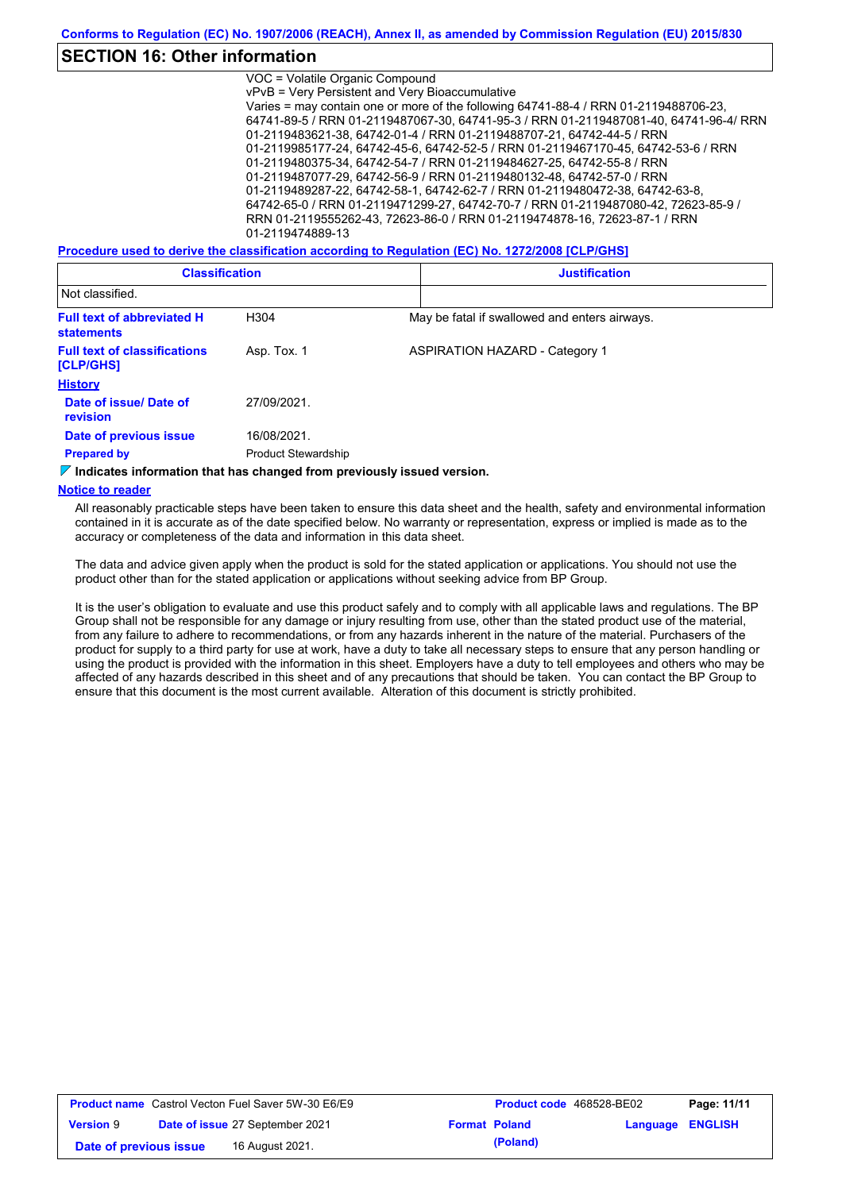## SECTION 16: Other information

VOC = Volatile Organic Compound
vPvB = Very Persistent and Very Bioaccumulative
Varies = may contain one or more of the following 64741-88-4 / RRN 01-2119488706-23, 64741-89-5 / RRN 01-2119487067-30, 64741-95-3 / RRN 01-2119487081-40, 64741-96-4/ RRN 01-2119483621-38, 64742-01-4 / RRN 01-2119488707-21, 64742-44-5 / RRN 01-2119985177-24, 64742-45-6, 64742-52-5 / RRN 01-2119467170-45, 64742-53-6 / RRN 01-2119480375-34, 64742-54-7 / RRN 01-2119484627-25, 64742-55-8 / RRN 01-2119487077-29, 64742-56-9 / RRN 01-2119480132-48, 64742-57-0 / RRN 01-2119489287-22, 64742-58-1, 64742-62-7 / RRN 01-2119480472-38, 64742-63-8, 64742-65-0 / RRN 01-2119471299-27, 64742-70-7 / RRN 01-2119487080-42, 72623-85-9 / RRN 01-2119555262-43, 72623-86-0 / RRN 01-2119474878-16, 72623-87-1 / RRN 01-2119474889-13

**Procedure used to derive the classification according to Regulation (EC) No. 1272/2008 [CLP/GHS]**

| Classification | Justification |
|---|---|
| Not classified. | |

| | | |
|---|---|---|
| **Full text of abbreviated H statements** | H304 | May be fatal if swallowed and enters airways. |
| **Full text of classifications [CLP/GHS]** | Asp. Tox. 1 | ASPIRATION HAZARD - Category 1 |

**History**

| | |
|---|---|
| **Date of issue/ Date of revision** | 27/09/2021. |
| **Date of previous issue** | 16/08/2021. |
| **Prepared by** | Product Stewardship |

**Indicates information that has changed from previously issued version.**

**Notice to reader**

All reasonably practicable steps have been taken to ensure this data sheet and the health, safety and environmental information contained in it is accurate as of the date specified below. No warranty or representation, express or implied is made as to the accuracy or completeness of the data and information in this data sheet.

The data and advice given apply when the product is sold for the stated application or applications. You should not use the product other than for the stated application or applications without seeking advice from BP Group.

It is the user's obligation to evaluate and use this product safely and to comply with all applicable laws and regulations. The BP Group shall not be responsible for any damage or injury resulting from use, other than the stated product use of the material, from any failure to adhere to recommendations, or from any hazards inherent in the nature of the material. Purchasers of the product for supply to a third party for use at work, have a duty to take all necessary steps to ensure that any person handling or using the product is provided with the information in this sheet. Employers have a duty to tell employees and others who may be affected of any hazards described in this sheet and of any precautions that should be taken. You can contact the BP Group to ensure that this document is the most current available. Alteration of this document is strictly prohibited.